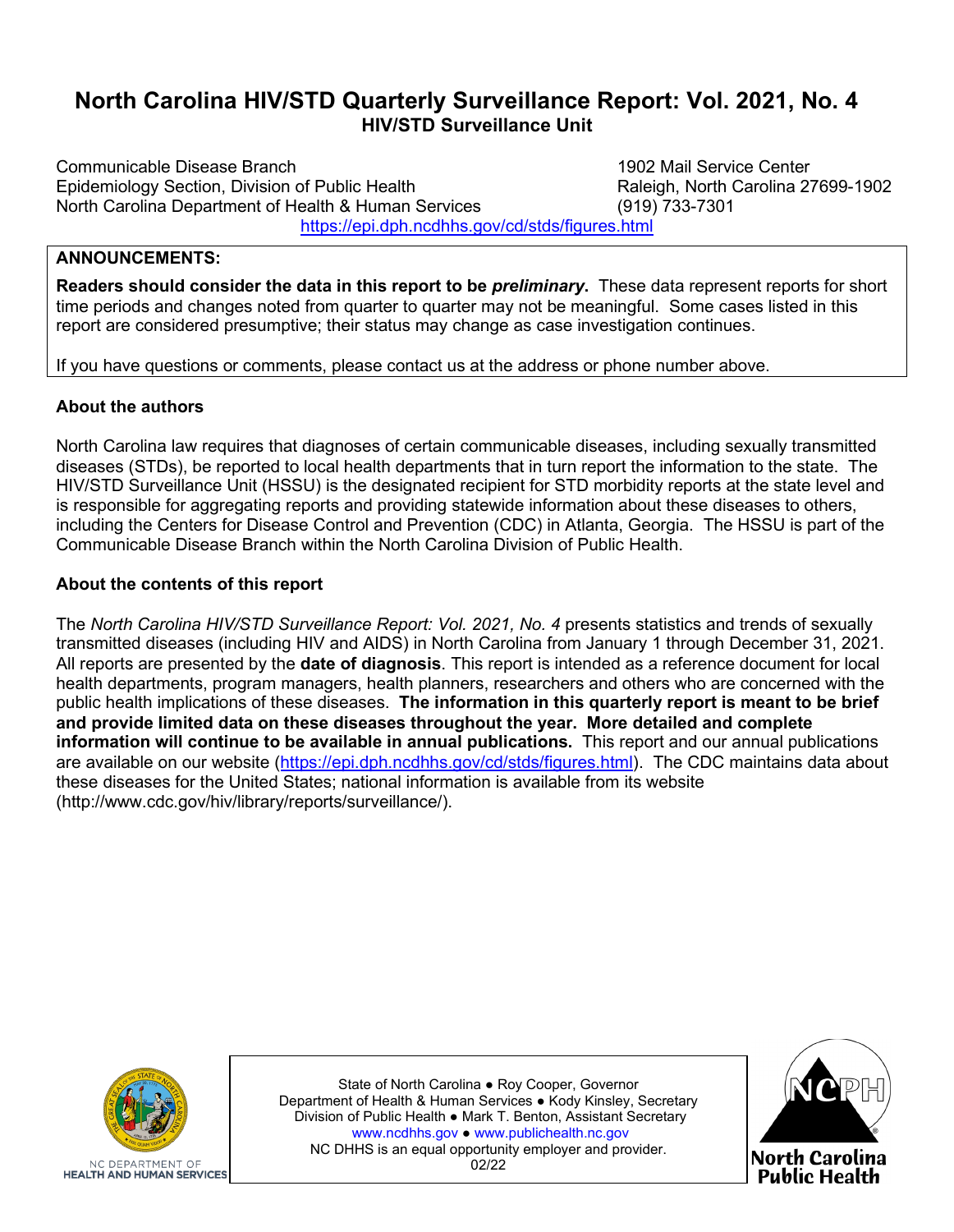# North Carolina HIV/STD Quarterly Surveillance Report: Vol. 2021, No. 4

## HIV/STD Surveillance Unit

Communicable Disease Branch
Epidemiology Section, Division of Public Health
North Carolina Department of Health & Human Services

1902 Mail Service Center
Raleigh, North Carolina 27699-1902
(919) 733-7301

https://epi.dph.ncdhhs.gov/cd/stds/figures.html

**ANNOUNCEMENTS:**

**Readers should consider the data in this report to be *preliminary*.** These data represent reports for short time periods and changes noted from quarter to quarter may not be meaningful. Some cases listed in this report are considered presumptive; their status may change as case investigation continues.

If you have questions or comments, please contact us at the address or phone number above.

### About the authors

North Carolina law requires that diagnoses of certain communicable diseases, including sexually transmitted diseases (STDs), be reported to local health departments that in turn report the information to the state. The HIV/STD Surveillance Unit (HSSU) is the designated recipient for STD morbidity reports at the state level and is responsible for aggregating reports and providing statewide information about these diseases to others, including the Centers for Disease Control and Prevention (CDC) in Atlanta, Georgia. The HSSU is part of the Communicable Disease Branch within the North Carolina Division of Public Health.

### About the contents of this report

The *North Carolina HIV/STD Surveillance Report: Vol. 2021, No. 4* presents statistics and trends of sexually transmitted diseases (including HIV and AIDS) in North Carolina from January 1 through December 31, 2021. All reports are presented by the **date of diagnosis**. This report is intended as a reference document for local health departments, program managers, health planners, researchers and others who are concerned with the public health implications of these diseases. **The information in this quarterly report is meant to be brief and provide limited data on these diseases throughout the year. More detailed and complete information will continue to be available in annual publications.** This report and our annual publications are available on our website (https://epi.dph.ncdhhs.gov/cd/stds/figures.html). The CDC maintains data about these diseases for the United States; national information is available from its website (http://www.cdc.gov/hiv/library/reports/surveillance/).

NC DEPARTMENT OF HEALTH AND HUMAN SERVICES

State of North Carolina ● Roy Cooper, Governor
Department of Health & Human Services ● Kody Kinsley, Secretary
Division of Public Health ● Mark T. Benton, Assistant Secretary
www.ncdhhs.gov ● www.publichealth.nc.gov
NC DHHS is an equal opportunity employer and provider.
02/22

North Carolina Public Health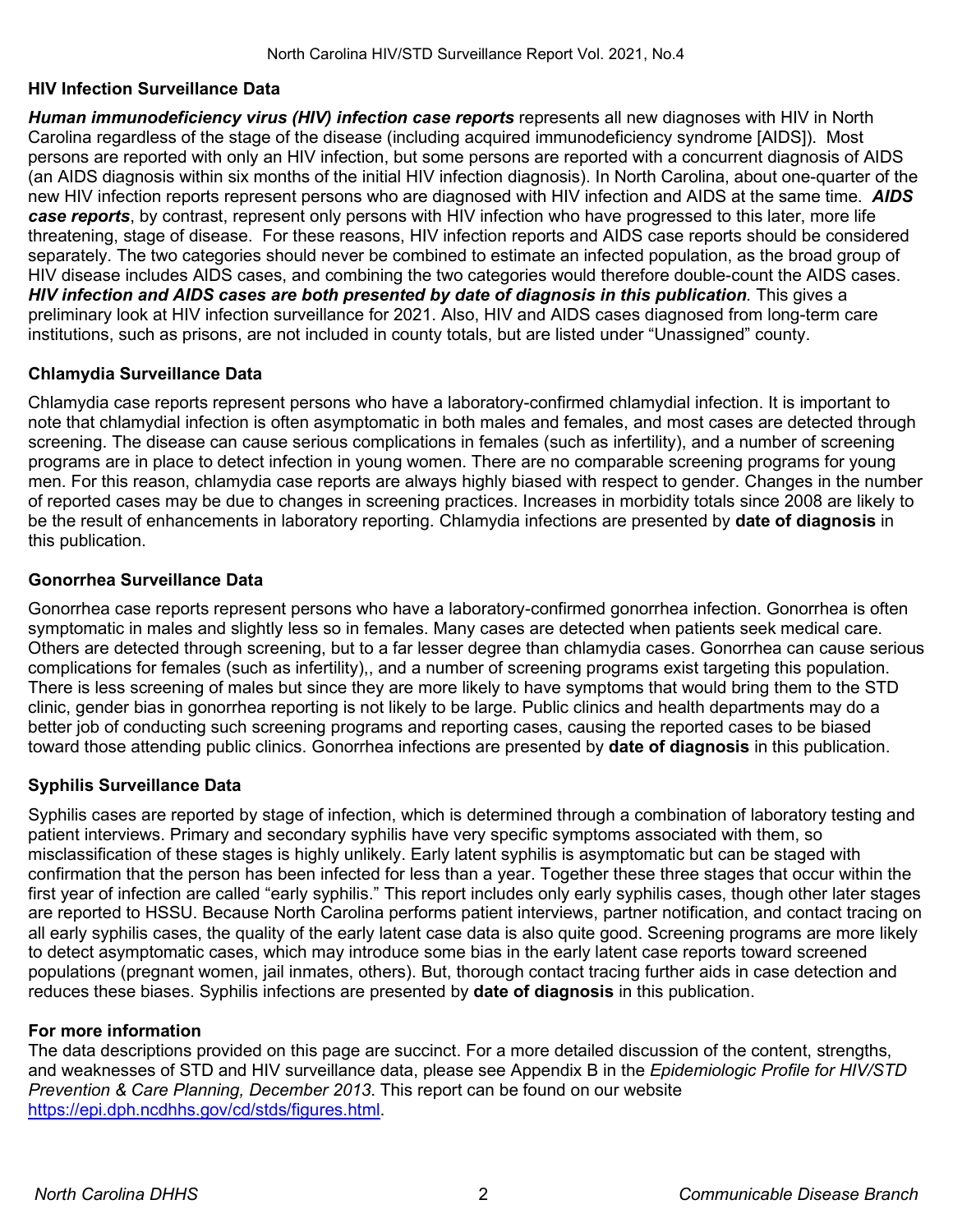## HIV Infection Surveillance Data

***Human immunodeficiency virus (HIV) infection case reports*** represents all new diagnoses with HIV in North Carolina regardless of the stage of the disease (including acquired immunodeficiency syndrome [AIDS]). Most persons are reported with only an HIV infection, but some persons are reported with a concurrent diagnosis of AIDS (an AIDS diagnosis within six months of the initial HIV infection diagnosis). In North Carolina, about one-quarter of the new HIV infection reports represent persons who are diagnosed with HIV infection and AIDS at the same time. ***AIDS case reports***, by contrast, represent only persons with HIV infection who have progressed to this later, more life threatening, stage of disease. For these reasons, HIV infection reports and AIDS case reports should be considered separately. The two categories should never be combined to estimate an infected population, as the broad group of HIV disease includes AIDS cases, and combining the two categories would therefore double-count the AIDS cases. ***HIV infection and AIDS cases are both presented by date of diagnosis in this publication***. This gives a preliminary look at HIV infection surveillance for 2021. Also, HIV and AIDS cases diagnosed from long-term care institutions, such as prisons, are not included in county totals, but are listed under "Unassigned" county.

## Chlamydia Surveillance Data

Chlamydia case reports represent persons who have a laboratory-confirmed chlamydial infection. It is important to note that chlamydial infection is often asymptomatic in both males and females, and most cases are detected through screening. The disease can cause serious complications in females (such as infertility), and a number of screening programs are in place to detect infection in young women. There are no comparable screening programs for young men. For this reason, chlamydia case reports are always highly biased with respect to gender. Changes in the number of reported cases may be due to changes in screening practices. Increases in morbidity totals since 2008 are likely to be the result of enhancements in laboratory reporting. Chlamydia infections are presented by **date of diagnosis** in this publication.

## Gonorrhea Surveillance Data

Gonorrhea case reports represent persons who have a laboratory-confirmed gonorrhea infection. Gonorrhea is often symptomatic in males and slightly less so in females. Many cases are detected when patients seek medical care. Others are detected through screening, but to a far lesser degree than chlamydia cases. Gonorrhea can cause serious complications for females (such as infertility),, and a number of screening programs exist targeting this population. There is less screening of males but since they are more likely to have symptoms that would bring them to the STD clinic, gender bias in gonorrhea reporting is not likely to be large. Public clinics and health departments may do a better job of conducting such screening programs and reporting cases, causing the reported cases to be biased toward those attending public clinics. Gonorrhea infections are presented by **date of diagnosis** in this publication.

## Syphilis Surveillance Data

Syphilis cases are reported by stage of infection, which is determined through a combination of laboratory testing and patient interviews. Primary and secondary syphilis have very specific symptoms associated with them, so misclassification of these stages is highly unlikely. Early latent syphilis is asymptomatic but can be staged with confirmation that the person has been infected for less than a year. Together these three stages that occur within the first year of infection are called "early syphilis." This report includes only early syphilis cases, though other later stages are reported to HSSU. Because North Carolina performs patient interviews, partner notification, and contact tracing on all early syphilis cases, the quality of the early latent case data is also quite good. Screening programs are more likely to detect asymptomatic cases, which may introduce some bias in the early latent case reports toward screened populations (pregnant women, jail inmates, others). But, thorough contact tracing further aids in case detection and reduces these biases. Syphilis infections are presented by **date of diagnosis** in this publication.

## For more information

The data descriptions provided on this page are succinct. For a more detailed discussion of the content, strengths, and weaknesses of STD and HIV surveillance data, please see Appendix B in the *Epidemiologic Profile for HIV/STD Prevention & Care Planning, December 2013*. This report can be found on our website https://epi.dph.ncdhhs.gov/cd/stds/figures.html.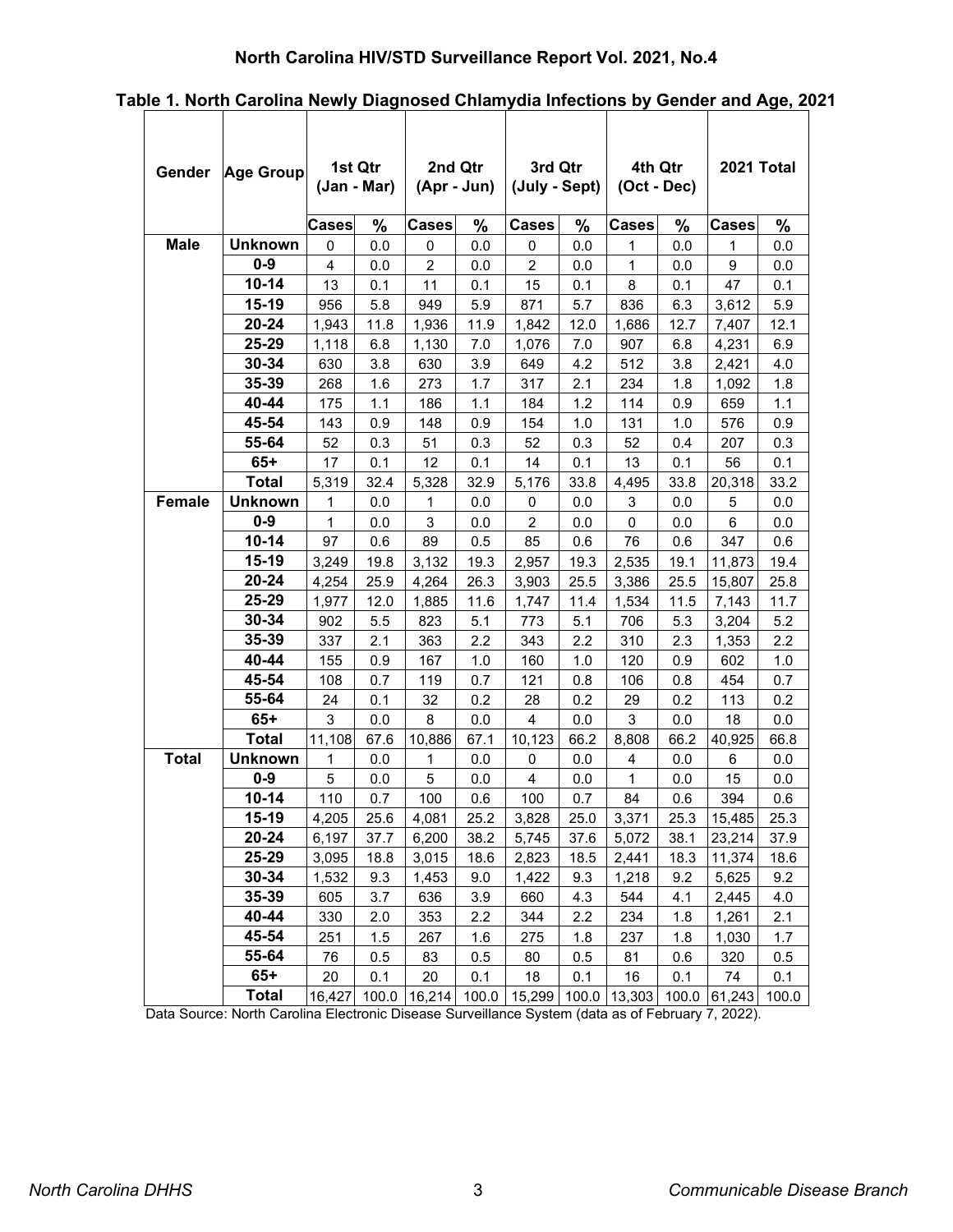## Table 1. North Carolina Newly Diagnosed Chlamydia Infections by Gender and Age, 2021

| Gender | Age Group | 1st Qtr (Jan - Mar) | | 2nd Qtr (Apr - Jun) | | 3rd Qtr (July - Sept) | | 4th Qtr (Oct - Dec) | | 2021 Total | |
|---|---|---|---|---|---|---|---|---|---|---|---|
| | | Cases | % | Cases | % | Cases | % | Cases | % | Cases | % |
| Male | Unknown | 0 | 0.0 | 0 | 0.0 | 0 | 0.0 | 1 | 0.0 | 1 | 0.0 |
| | 0-9 | 4 | 0.0 | 2 | 0.0 | 2 | 0.0 | 1 | 0.0 | 9 | 0.0 |
| | 10-14 | 13 | 0.1 | 11 | 0.1 | 15 | 0.1 | 8 | 0.1 | 47 | 0.1 |
| | 15-19 | 956 | 5.8 | 949 | 5.9 | 871 | 5.7 | 836 | 6.3 | 3,612 | 5.9 |
| | 20-24 | 1,943 | 11.8 | 1,936 | 11.9 | 1,842 | 12.0 | 1,686 | 12.7 | 7,407 | 12.1 |
| | 25-29 | 1,118 | 6.8 | 1,130 | 7.0 | 1,076 | 7.0 | 907 | 6.8 | 4,231 | 6.9 |
| | 30-34 | 630 | 3.8 | 630 | 3.9 | 649 | 4.2 | 512 | 3.8 | 2,421 | 4.0 |
| | 35-39 | 268 | 1.6 | 273 | 1.7 | 317 | 2.1 | 234 | 1.8 | 1,092 | 1.8 |
| | 40-44 | 175 | 1.1 | 186 | 1.1 | 184 | 1.2 | 114 | 0.9 | 659 | 1.1 |
| | 45-54 | 143 | 0.9 | 148 | 0.9 | 154 | 1.0 | 131 | 1.0 | 576 | 0.9 |
| | 55-64 | 52 | 0.3 | 51 | 0.3 | 52 | 0.3 | 52 | 0.4 | 207 | 0.3 |
| | 65+ | 17 | 0.1 | 12 | 0.1 | 14 | 0.1 | 13 | 0.1 | 56 | 0.1 |
| | Total | 5,319 | 32.4 | 5,328 | 32.9 | 5,176 | 33.8 | 4,495 | 33.8 | 20,318 | 33.2 |
| Female | Unknown | 1 | 0.0 | 1 | 0.0 | 0 | 0.0 | 3 | 0.0 | 5 | 0.0 |
| | 0-9 | 1 | 0.0 | 3 | 0.0 | 2 | 0.0 | 0 | 0.0 | 6 | 0.0 |
| | 10-14 | 97 | 0.6 | 89 | 0.5 | 85 | 0.6 | 76 | 0.6 | 347 | 0.6 |
| | 15-19 | 3,249 | 19.8 | 3,132 | 19.3 | 2,957 | 19.3 | 2,535 | 19.1 | 11,873 | 19.4 |
| | 20-24 | 4,254 | 25.9 | 4,264 | 26.3 | 3,903 | 25.5 | 3,386 | 25.5 | 15,807 | 25.8 |
| | 25-29 | 1,977 | 12.0 | 1,885 | 11.6 | 1,747 | 11.4 | 1,534 | 11.5 | 7,143 | 11.7 |
| | 30-34 | 902 | 5.5 | 823 | 5.1 | 773 | 5.1 | 706 | 5.3 | 3,204 | 5.2 |
| | 35-39 | 337 | 2.1 | 363 | 2.2 | 343 | 2.2 | 310 | 2.3 | 1,353 | 2.2 |
| | 40-44 | 155 | 0.9 | 167 | 1.0 | 160 | 1.0 | 120 | 0.9 | 602 | 1.0 |
| | 45-54 | 108 | 0.7 | 119 | 0.7 | 121 | 0.8 | 106 | 0.8 | 454 | 0.7 |
| | 55-64 | 24 | 0.1 | 32 | 0.2 | 28 | 0.2 | 29 | 0.2 | 113 | 0.2 |
| | 65+ | 3 | 0.0 | 8 | 0.0 | 4 | 0.0 | 3 | 0.0 | 18 | 0.0 |
| | Total | 11,108 | 67.6 | 10,886 | 67.1 | 10,123 | 66.2 | 8,808 | 66.2 | 40,925 | 66.8 |
| Total | Unknown | 1 | 0.0 | 1 | 0.0 | 0 | 0.0 | 4 | 0.0 | 6 | 0.0 |
| | 0-9 | 5 | 0.0 | 5 | 0.0 | 4 | 0.0 | 1 | 0.0 | 15 | 0.0 |
| | 10-14 | 110 | 0.7 | 100 | 0.6 | 100 | 0.7 | 84 | 0.6 | 394 | 0.6 |
| | 15-19 | 4,205 | 25.6 | 4,081 | 25.2 | 3,828 | 25.0 | 3,371 | 25.3 | 15,485 | 25.3 |
| | 20-24 | 6,197 | 37.7 | 6,200 | 38.2 | 5,745 | 37.6 | 5,072 | 38.1 | 23,214 | 37.9 |
| | 25-29 | 3,095 | 18.8 | 3,015 | 18.6 | 2,823 | 18.5 | 2,441 | 18.3 | 11,374 | 18.6 |
| | 30-34 | 1,532 | 9.3 | 1,453 | 9.0 | 1,422 | 9.3 | 1,218 | 9.2 | 5,625 | 9.2 |
| | 35-39 | 605 | 3.7 | 636 | 3.9 | 660 | 4.3 | 544 | 4.1 | 2,445 | 4.0 |
| | 40-44 | 330 | 2.0 | 353 | 2.2 | 344 | 2.2 | 234 | 1.8 | 1,261 | 2.1 |
| | 45-54 | 251 | 1.5 | 267 | 1.6 | 275 | 1.8 | 237 | 1.8 | 1,030 | 1.7 |
| | 55-64 | 76 | 0.5 | 83 | 0.5 | 80 | 0.5 | 81 | 0.6 | 320 | 0.5 |
| | 65+ | 20 | 0.1 | 20 | 0.1 | 18 | 0.1 | 16 | 0.1 | 74 | 0.1 |
| | Total | 16,427 | 100.0 | 16,214 | 100.0 | 15,299 | 100.0 | 13,303 | 100.0 | 61,243 | 100.0 |

Data Source: North Carolina Electronic Disease Surveillance System (data as of February 7, 2022).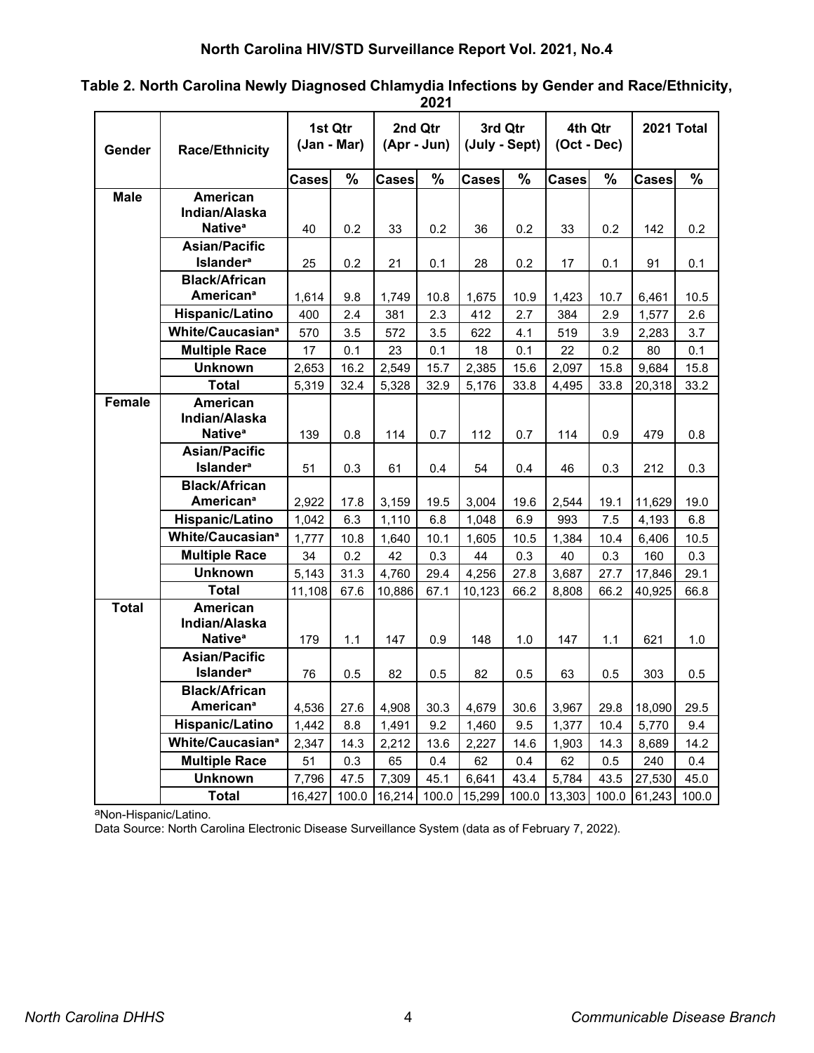### Table 2. North Carolina Newly Diagnosed Chlamydia Infections by Gender and Race/Ethnicity, 2021

| Gender | Race/Ethnicity | 1st Qtr (Jan - Mar) | | 2nd Qtr (Apr - Jun) | | 3rd Qtr (July - Sept) | | 4th Qtr (Oct - Dec) | | 2021 Total | |
|---|---|---|---|---|---|---|---|---|---|---|---|
| | | Cases | % | Cases | % | Cases | % | Cases | % | Cases | % |
| Male | American Indian/Alaska Native[a] | 40 | 0.2 | 33 | 0.2 | 36 | 0.2 | 33 | 0.2 | 142 | 0.2 |
| | Asian/Pacific Islander[a] | 25 | 0.2 | 21 | 0.1 | 28 | 0.2 | 17 | 0.1 | 91 | 0.1 |
| | Black/African American[a] | 1,614 | 9.8 | 1,749 | 10.8 | 1,675 | 10.9 | 1,423 | 10.7 | 6,461 | 10.5 |
| | Hispanic/Latino | 400 | 2.4 | 381 | 2.3 | 412 | 2.7 | 384 | 2.9 | 1,577 | 2.6 |
| | White/Caucasian[a] | 570 | 3.5 | 572 | 3.5 | 622 | 4.1 | 519 | 3.9 | 2,283 | 3.7 |
| | Multiple Race | 17 | 0.1 | 23 | 0.1 | 18 | 0.1 | 22 | 0.2 | 80 | 0.1 |
| | Unknown | 2,653 | 16.2 | 2,549 | 15.7 | 2,385 | 15.6 | 2,097 | 15.8 | 9,684 | 15.8 |
| | Total | 5,319 | 32.4 | 5,328 | 32.9 | 5,176 | 33.8 | 4,495 | 33.8 | 20,318 | 33.2 |
| Female | American Indian/Alaska Native[a] | 139 | 0.8 | 114 | 0.7 | 112 | 0.7 | 114 | 0.9 | 479 | 0.8 |
| | Asian/Pacific Islander[a] | 51 | 0.3 | 61 | 0.4 | 54 | 0.4 | 46 | 0.3 | 212 | 0.3 |
| | Black/African American[a] | 2,922 | 17.8 | 3,159 | 19.5 | 3,004 | 19.6 | 2,544 | 19.1 | 11,629 | 19.0 |
| | Hispanic/Latino | 1,042 | 6.3 | 1,110 | 6.8 | 1,048 | 6.9 | 993 | 7.5 | 4,193 | 6.8 |
| | White/Caucasian[a] | 1,777 | 10.8 | 1,640 | 10.1 | 1,605 | 10.5 | 1,384 | 10.4 | 6,406 | 10.5 |
| | Multiple Race | 34 | 0.2 | 42 | 0.3 | 44 | 0.3 | 40 | 0.3 | 160 | 0.3 |
| | Unknown | 5,143 | 31.3 | 4,760 | 29.4 | 4,256 | 27.8 | 3,687 | 27.7 | 17,846 | 29.1 |
| | Total | 11,108 | 67.6 | 10,886 | 67.1 | 10,123 | 66.2 | 8,808 | 66.2 | 40,925 | 66.8 |
| Total | American Indian/Alaska Native[a] | 179 | 1.1 | 147 | 0.9 | 148 | 1.0 | 147 | 1.1 | 621 | 1.0 |
| | Asian/Pacific Islander[a] | 76 | 0.5 | 82 | 0.5 | 82 | 0.5 | 63 | 0.5 | 303 | 0.5 |
| | Black/African American[a] | 4,536 | 27.6 | 4,908 | 30.3 | 4,679 | 30.6 | 3,967 | 29.8 | 18,090 | 29.5 |
| | Hispanic/Latino | 1,442 | 8.8 | 1,491 | 9.2 | 1,460 | 9.5 | 1,377 | 10.4 | 5,770 | 9.4 |
| | White/Caucasian[a] | 2,347 | 14.3 | 2,212 | 13.6 | 2,227 | 14.6 | 1,903 | 14.3 | 8,689 | 14.2 |
| | Multiple Race | 51 | 0.3 | 65 | 0.4 | 62 | 0.4 | 62 | 0.5 | 240 | 0.4 |
| | Unknown | 7,796 | 47.5 | 7,309 | 45.1 | 6,641 | 43.4 | 5,784 | 43.5 | 27,530 | 45.0 |
| | Total | 16,427 | 100.0 | 16,214 | 100.0 | 15,299 | 100.0 | 13,303 | 100.0 | 61,243 | 100.0 |

[a]Non-Hispanic/Latino.

Data Source: North Carolina Electronic Disease Surveillance System (data as of February 7, 2022).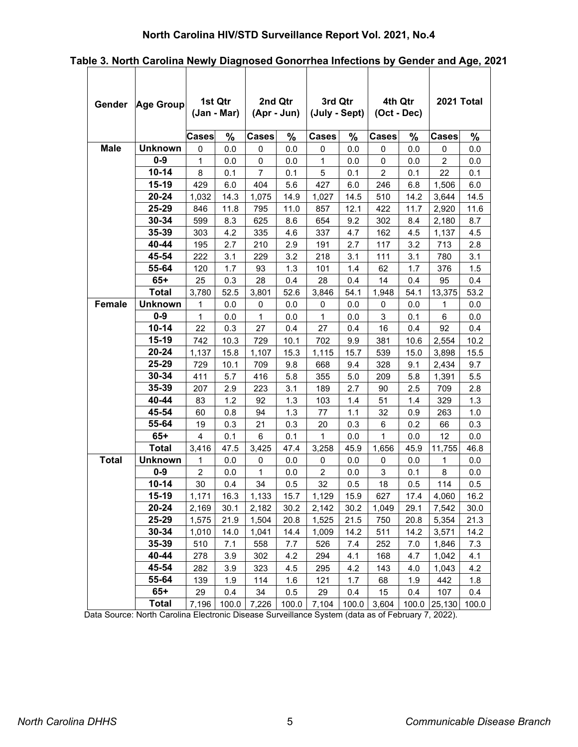**North Carolina HIV/STD Surveillance Report Vol. 2021, No.4**

**Table 3. North Carolina Newly Diagnosed Gonorrhea Infections by Gender and Age, 2021**

| Gender | Age Group | 1st Qtr (Jan - Mar) | | 2nd Qtr (Apr - Jun) | | 3rd Qtr (July - Sept) | | 4th Qtr (Oct - Dec) | | 2021 Total | |
|---|---|---|---|---|---|---|---|---|---|---|---|
| | | Cases | % | Cases | % | Cases | % | Cases | % | Cases | % |
| **Male** | **Unknown** | 0 | 0.0 | 0 | 0.0 | 0 | 0.0 | 0 | 0.0 | 0 | 0.0 |
| | **0-9** | 1 | 0.0 | 0 | 0.0 | 1 | 0.0 | 0 | 0.0 | 2 | 0.0 |
| | **10-14** | 8 | 0.1 | 7 | 0.1 | 5 | 0.1 | 2 | 0.1 | 22 | 0.1 |
| | **15-19** | 429 | 6.0 | 404 | 5.6 | 427 | 6.0 | 246 | 6.8 | 1,506 | 6.0 |
| | **20-24** | 1,032 | 14.3 | 1,075 | 14.9 | 1,027 | 14.5 | 510 | 14.2 | 3,644 | 14.5 |
| | **25-29** | 846 | 11.8 | 795 | 11.0 | 857 | 12.1 | 422 | 11.7 | 2,920 | 11.6 |
| | **30-34** | 599 | 8.3 | 625 | 8.6 | 654 | 9.2 | 302 | 8.4 | 2,180 | 8.7 |
| | **35-39** | 303 | 4.2 | 335 | 4.6 | 337 | 4.7 | 162 | 4.5 | 1,137 | 4.5 |
| | **40-44** | 195 | 2.7 | 210 | 2.9 | 191 | 2.7 | 117 | 3.2 | 713 | 2.8 |
| | **45-54** | 222 | 3.1 | 229 | 3.2 | 218 | 3.1 | 111 | 3.1 | 780 | 3.1 |
| | **55-64** | 120 | 1.7 | 93 | 1.3 | 101 | 1.4 | 62 | 1.7 | 376 | 1.5 |
| | **65+** | 25 | 0.3 | 28 | 0.4 | 28 | 0.4 | 14 | 0.4 | 95 | 0.4 |
| | **Total** | 3,780 | 52.5 | 3,801 | 52.6 | 3,846 | 54.1 | 1,948 | 54.1 | 13,375 | 53.2 |
| **Female** | **Unknown** | 1 | 0.0 | 0 | 0.0 | 0 | 0.0 | 0 | 0.0 | 1 | 0.0 |
| | **0-9** | 1 | 0.0 | 1 | 0.0 | 1 | 0.0 | 3 | 0.1 | 6 | 0.0 |
| | **10-14** | 22 | 0.3 | 27 | 0.4 | 27 | 0.4 | 16 | 0.4 | 92 | 0.4 |
| | **15-19** | 742 | 10.3 | 729 | 10.1 | 702 | 9.9 | 381 | 10.6 | 2,554 | 10.2 |
| | **20-24** | 1,137 | 15.8 | 1,107 | 15.3 | 1,115 | 15.7 | 539 | 15.0 | 3,898 | 15.5 |
| | **25-29** | 729 | 10.1 | 709 | 9.8 | 668 | 9.4 | 328 | 9.1 | 2,434 | 9.7 |
| | **30-34** | 411 | 5.7 | 416 | 5.8 | 355 | 5.0 | 209 | 5.8 | 1,391 | 5.5 |
| | **35-39** | 207 | 2.9 | 223 | 3.1 | 189 | 2.7 | 90 | 2.5 | 709 | 2.8 |
| | **40-44** | 83 | 1.2 | 92 | 1.3 | 103 | 1.4 | 51 | 1.4 | 329 | 1.3 |
| | **45-54** | 60 | 0.8 | 94 | 1.3 | 77 | 1.1 | 32 | 0.9 | 263 | 1.0 |
| | **55-64** | 19 | 0.3 | 21 | 0.3 | 20 | 0.3 | 6 | 0.2 | 66 | 0.3 |
| | **65+** | 4 | 0.1 | 6 | 0.1 | 1 | 0.0 | 1 | 0.0 | 12 | 0.0 |
| | **Total** | 3,416 | 47.5 | 3,425 | 47.4 | 3,258 | 45.9 | 1,656 | 45.9 | 11,755 | 46.8 |
| **Total** | **Unknown** | 1 | 0.0 | 0 | 0.0 | 0 | 0.0 | 0 | 0.0 | 1 | 0.0 |
| | **0-9** | 2 | 0.0 | 1 | 0.0 | 2 | 0.0 | 3 | 0.1 | 8 | 0.0 |
| | **10-14** | 30 | 0.4 | 34 | 0.5 | 32 | 0.5 | 18 | 0.5 | 114 | 0.5 |
| | **15-19** | 1,171 | 16.3 | 1,133 | 15.7 | 1,129 | 15.9 | 627 | 17.4 | 4,060 | 16.2 |
| | **20-24** | 2,169 | 30.1 | 2,182 | 30.2 | 2,142 | 30.2 | 1,049 | 29.1 | 7,542 | 30.0 |
| | **25-29** | 1,575 | 21.9 | 1,504 | 20.8 | 1,525 | 21.5 | 750 | 20.8 | 5,354 | 21.3 |
| | **30-34** | 1,010 | 14.0 | 1,041 | 14.4 | 1,009 | 14.2 | 511 | 14.2 | 3,571 | 14.2 |
| | **35-39** | 510 | 7.1 | 558 | 7.7 | 526 | 7.4 | 252 | 7.0 | 1,846 | 7.3 |
| | **40-44** | 278 | 3.9 | 302 | 4.2 | 294 | 4.1 | 168 | 4.7 | 1,042 | 4.1 |
| | **45-54** | 282 | 3.9 | 323 | 4.5 | 295 | 4.2 | 143 | 4.0 | 1,043 | 4.2 |
| | **55-64** | 139 | 1.9 | 114 | 1.6 | 121 | 1.7 | 68 | 1.9 | 442 | 1.8 |
| | **65+** | 29 | 0.4 | 34 | 0.5 | 29 | 0.4 | 15 | 0.4 | 107 | 0.4 |
| | **Total** | 7,196 | 100.0 | 7,226 | 100.0 | 7,104 | 100.0 | 3,604 | 100.0 | 25,130 | 100.0 |

Data Source: North Carolina Electronic Disease Surveillance System (data as of February 7, 2022).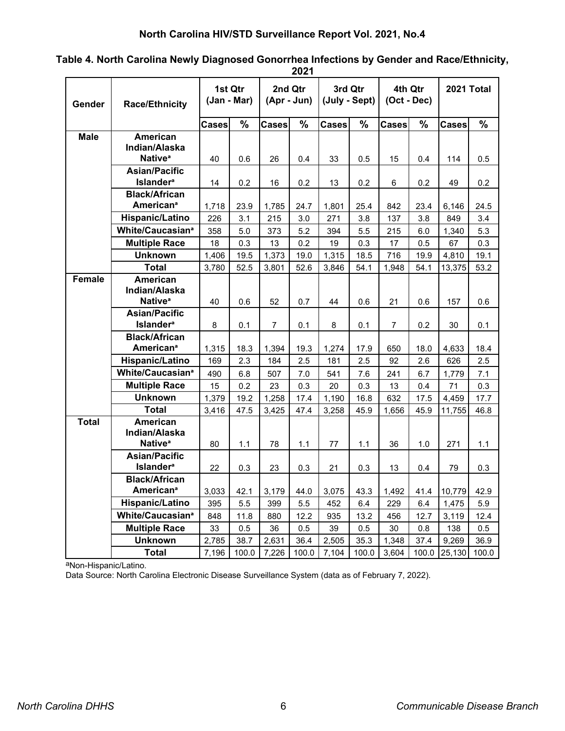### Table 4. North Carolina Newly Diagnosed Gonorrhea Infections by Gender and Race/Ethnicity, 2021

| Gender | Race/Ethnicity | 1st Qtr (Jan - Mar) | | 2nd Qtr (Apr - Jun) | | 3rd Qtr (July - Sept) | | 4th Qtr (Oct - Dec) | | 2021 Total | |
|---|---|---|---|---|---|---|---|---|---|---|---|
| | | Cases | % | Cases | % | Cases | % | Cases | % | Cases | % |
| Male | American Indian/Alaska Native[a] | 40 | 0.6 | 26 | 0.4 | 33 | 0.5 | 15 | 0.4 | 114 | 0.5 |
| | Asian/Pacific Islander[a] | 14 | 0.2 | 16 | 0.2 | 13 | 0.2 | 6 | 0.2 | 49 | 0.2 |
| | Black/African American[a] | 1,718 | 23.9 | 1,785 | 24.7 | 1,801 | 25.4 | 842 | 23.4 | 6,146 | 24.5 |
| | Hispanic/Latino | 226 | 3.1 | 215 | 3.0 | 271 | 3.8 | 137 | 3.8 | 849 | 3.4 |
| | White/Caucasian[a] | 358 | 5.0 | 373 | 5.2 | 394 | 5.5 | 215 | 6.0 | 1,340 | 5.3 |
| | Multiple Race | 18 | 0.3 | 13 | 0.2 | 19 | 0.3 | 17 | 0.5 | 67 | 0.3 |
| | Unknown | 1,406 | 19.5 | 1,373 | 19.0 | 1,315 | 18.5 | 716 | 19.9 | 4,810 | 19.1 |
| | Total | 3,780 | 52.5 | 3,801 | 52.6 | 3,846 | 54.1 | 1,948 | 54.1 | 13,375 | 53.2 |
| Female | American Indian/Alaska Native[a] | 40 | 0.6 | 52 | 0.7 | 44 | 0.6 | 21 | 0.6 | 157 | 0.6 |
| | Asian/Pacific Islander[a] | 8 | 0.1 | 7 | 0.1 | 8 | 0.1 | 7 | 0.2 | 30 | 0.1 |
| | Black/African American[a] | 1,315 | 18.3 | 1,394 | 19.3 | 1,274 | 17.9 | 650 | 18.0 | 4,633 | 18.4 |
| | Hispanic/Latino | 169 | 2.3 | 184 | 2.5 | 181 | 2.5 | 92 | 2.6 | 626 | 2.5 |
| | White/Caucasian[a] | 490 | 6.8 | 507 | 7.0 | 541 | 7.6 | 241 | 6.7 | 1,779 | 7.1 |
| | Multiple Race | 15 | 0.2 | 23 | 0.3 | 20 | 0.3 | 13 | 0.4 | 71 | 0.3 |
| | Unknown | 1,379 | 19.2 | 1,258 | 17.4 | 1,190 | 16.8 | 632 | 17.5 | 4,459 | 17.7 |
| | Total | 3,416 | 47.5 | 3,425 | 47.4 | 3,258 | 45.9 | 1,656 | 45.9 | 11,755 | 46.8 |
| Total | American Indian/Alaska Native[a] | 80 | 1.1 | 78 | 1.1 | 77 | 1.1 | 36 | 1.0 | 271 | 1.1 |
| | Asian/Pacific Islander[a] | 22 | 0.3 | 23 | 0.3 | 21 | 0.3 | 13 | 0.4 | 79 | 0.3 |
| | Black/African American[a] | 3,033 | 42.1 | 3,179 | 44.0 | 3,075 | 43.3 | 1,492 | 41.4 | 10,779 | 42.9 |
| | Hispanic/Latino | 395 | 5.5 | 399 | 5.5 | 452 | 6.4 | 229 | 6.4 | 1,475 | 5.9 |
| | White/Caucasian[a] | 848 | 11.8 | 880 | 12.2 | 935 | 13.2 | 456 | 12.7 | 3,119 | 12.4 |
| | Multiple Race | 33 | 0.5 | 36 | 0.5 | 39 | 0.5 | 30 | 0.8 | 138 | 0.5 |
| | Unknown | 2,785 | 38.7 | 2,631 | 36.4 | 2,505 | 35.3 | 1,348 | 37.4 | 9,269 | 36.9 |
| | Total | 7,196 | 100.0 | 7,226 | 100.0 | 7,104 | 100.0 | 3,604 | 100.0 | 25,130 | 100.0 |

[a]Non-Hispanic/Latino.

Data Source: North Carolina Electronic Disease Surveillance System (data as of February 7, 2022).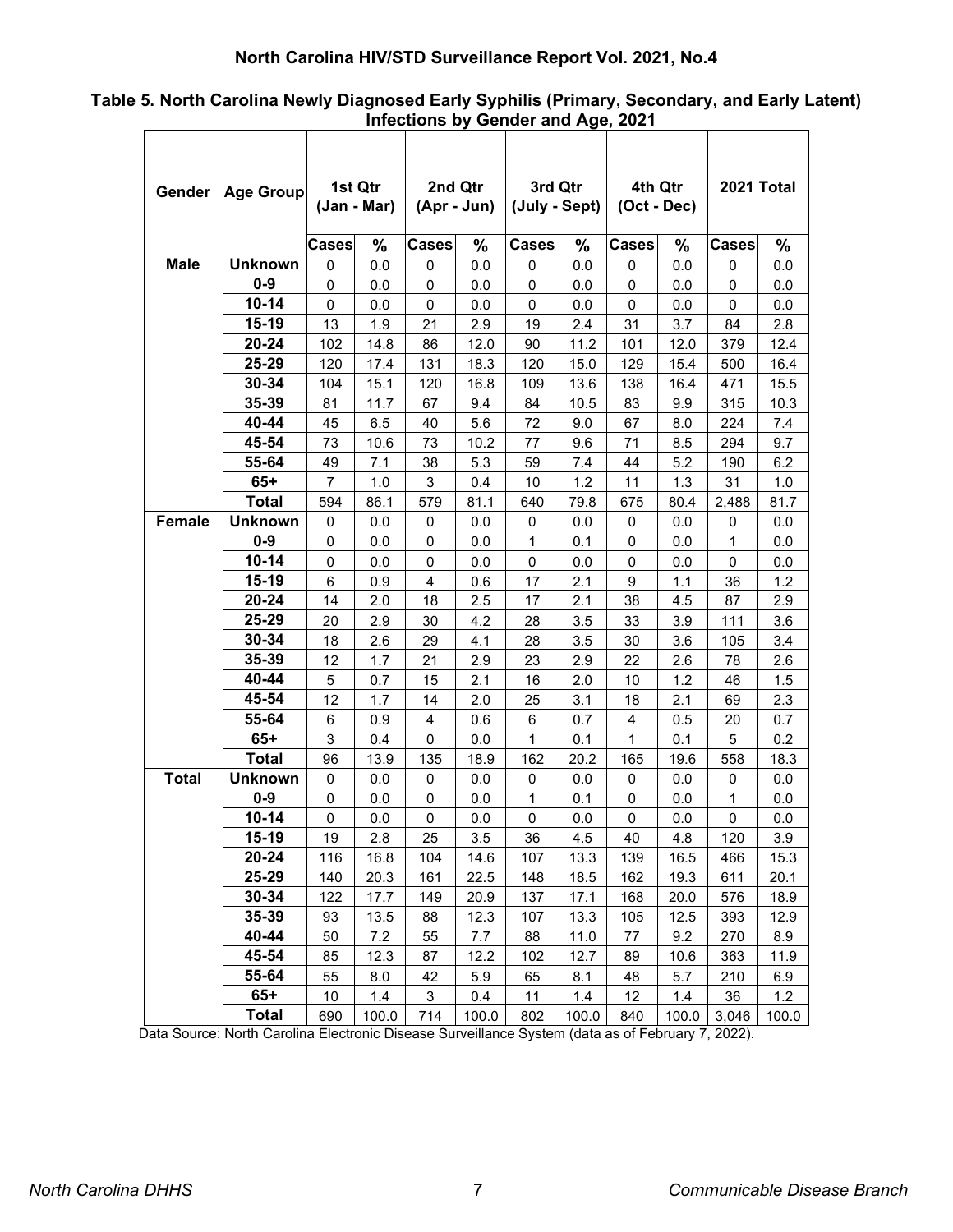**Table 5. North Carolina Newly Diagnosed Early Syphilis (Primary, Secondary, and Early Latent) Infections by Gender and Age, 2021**

| Gender | Age Group | 1st Qtr (Jan - Mar) | | 2nd Qtr (Apr - Jun) | | 3rd Qtr (July - Sept) | | 4th Qtr (Oct - Dec) | | 2021 Total | |
|---|---|---|---|---|---|---|---|---|---|---|---|
| | | Cases | % | Cases | % | Cases | % | Cases | % | Cases | % |
| Male | Unknown | 0 | 0.0 | 0 | 0.0 | 0 | 0.0 | 0 | 0.0 | 0 | 0.0 |
| | 0-9 | 0 | 0.0 | 0 | 0.0 | 0 | 0.0 | 0 | 0.0 | 0 | 0.0 |
| | 10-14 | 0 | 0.0 | 0 | 0.0 | 0 | 0.0 | 0 | 0.0 | 0 | 0.0 |
| | 15-19 | 13 | 1.9 | 21 | 2.9 | 19 | 2.4 | 31 | 3.7 | 84 | 2.8 |
| | 20-24 | 102 | 14.8 | 86 | 12.0 | 90 | 11.2 | 101 | 12.0 | 379 | 12.4 |
| | 25-29 | 120 | 17.4 | 131 | 18.3 | 120 | 15.0 | 129 | 15.4 | 500 | 16.4 |
| | 30-34 | 104 | 15.1 | 120 | 16.8 | 109 | 13.6 | 138 | 16.4 | 471 | 15.5 |
| | 35-39 | 81 | 11.7 | 67 | 9.4 | 84 | 10.5 | 83 | 9.9 | 315 | 10.3 |
| | 40-44 | 45 | 6.5 | 40 | 5.6 | 72 | 9.0 | 67 | 8.0 | 224 | 7.4 |
| | 45-54 | 73 | 10.6 | 73 | 10.2 | 77 | 9.6 | 71 | 8.5 | 294 | 9.7 |
| | 55-64 | 49 | 7.1 | 38 | 5.3 | 59 | 7.4 | 44 | 5.2 | 190 | 6.2 |
| | 65+ | 7 | 1.0 | 3 | 0.4 | 10 | 1.2 | 11 | 1.3 | 31 | 1.0 |
| | Total | 594 | 86.1 | 579 | 81.1 | 640 | 79.8 | 675 | 80.4 | 2,488 | 81.7 |
| Female | Unknown | 0 | 0.0 | 0 | 0.0 | 0 | 0.0 | 0 | 0.0 | 0 | 0.0 |
| | 0-9 | 0 | 0.0 | 0 | 0.0 | 1 | 0.1 | 0 | 0.0 | 1 | 0.0 |
| | 10-14 | 0 | 0.0 | 0 | 0.0 | 0 | 0.0 | 0 | 0.0 | 0 | 0.0 |
| | 15-19 | 6 | 0.9 | 4 | 0.6 | 17 | 2.1 | 9 | 1.1 | 36 | 1.2 |
| | 20-24 | 14 | 2.0 | 18 | 2.5 | 17 | 2.1 | 38 | 4.5 | 87 | 2.9 |
| | 25-29 | 20 | 2.9 | 30 | 4.2 | 28 | 3.5 | 33 | 3.9 | 111 | 3.6 |
| | 30-34 | 18 | 2.6 | 29 | 4.1 | 28 | 3.5 | 30 | 3.6 | 105 | 3.4 |
| | 35-39 | 12 | 1.7 | 21 | 2.9 | 23 | 2.9 | 22 | 2.6 | 78 | 2.6 |
| | 40-44 | 5 | 0.7 | 15 | 2.1 | 16 | 2.0 | 10 | 1.2 | 46 | 1.5 |
| | 45-54 | 12 | 1.7 | 14 | 2.0 | 25 | 3.1 | 18 | 2.1 | 69 | 2.3 |
| | 55-64 | 6 | 0.9 | 4 | 0.6 | 6 | 0.7 | 4 | 0.5 | 20 | 0.7 |
| | 65+ | 3 | 0.4 | 0 | 0.0 | 1 | 0.1 | 1 | 0.1 | 5 | 0.2 |
| | Total | 96 | 13.9 | 135 | 18.9 | 162 | 20.2 | 165 | 19.6 | 558 | 18.3 |
| Total | Unknown | 0 | 0.0 | 0 | 0.0 | 0 | 0.0 | 0 | 0.0 | 0 | 0.0 |
| | 0-9 | 0 | 0.0 | 0 | 0.0 | 1 | 0.1 | 0 | 0.0 | 1 | 0.0 |
| | 10-14 | 0 | 0.0 | 0 | 0.0 | 0 | 0.0 | 0 | 0.0 | 0 | 0.0 |
| | 15-19 | 19 | 2.8 | 25 | 3.5 | 36 | 4.5 | 40 | 4.8 | 120 | 3.9 |
| | 20-24 | 116 | 16.8 | 104 | 14.6 | 107 | 13.3 | 139 | 16.5 | 466 | 15.3 |
| | 25-29 | 140 | 20.3 | 161 | 22.5 | 148 | 18.5 | 162 | 19.3 | 611 | 20.1 |
| | 30-34 | 122 | 17.7 | 149 | 20.9 | 137 | 17.1 | 168 | 20.0 | 576 | 18.9 |
| | 35-39 | 93 | 13.5 | 88 | 12.3 | 107 | 13.3 | 105 | 12.5 | 393 | 12.9 |
| | 40-44 | 50 | 7.2 | 55 | 7.7 | 88 | 11.0 | 77 | 9.2 | 270 | 8.9 |
| | 45-54 | 85 | 12.3 | 87 | 12.2 | 102 | 12.7 | 89 | 10.6 | 363 | 11.9 |
| | 55-64 | 55 | 8.0 | 42 | 5.9 | 65 | 8.1 | 48 | 5.7 | 210 | 6.9 |
| | 65+ | 10 | 1.4 | 3 | 0.4 | 11 | 1.4 | 12 | 1.4 | 36 | 1.2 |
| | Total | 690 | 100.0 | 714 | 100.0 | 802 | 100.0 | 840 | 100.0 | 3,046 | 100.0 |

Data Source: North Carolina Electronic Disease Surveillance System (data as of February 7, 2022).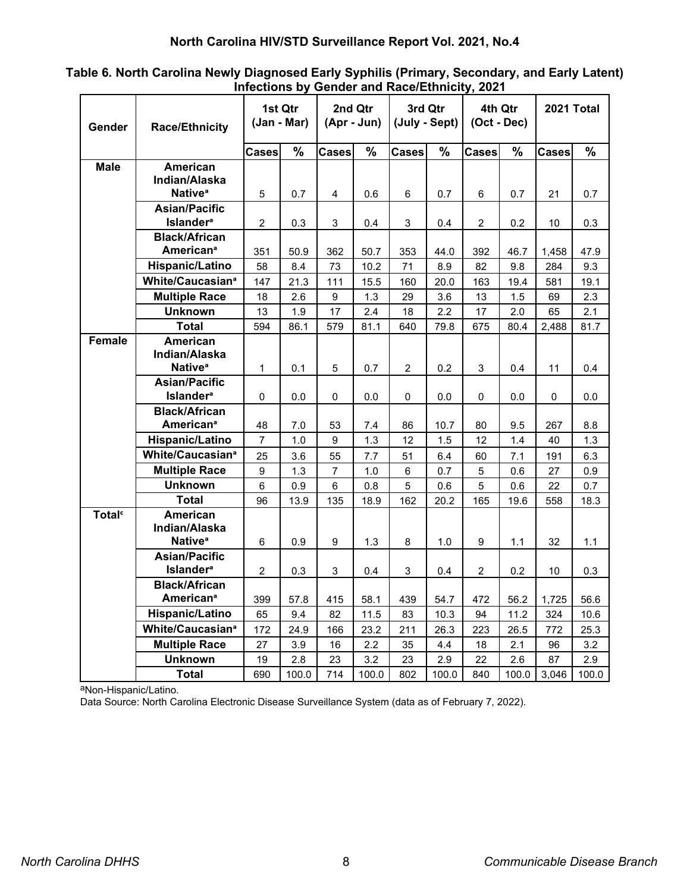**Table 6. North Carolina Newly Diagnosed Early Syphilis (Primary, Secondary, and Early Latent) Infections by Gender and Race/Ethnicity, 2021**

| Gender | Race/Ethnicity | 1st Qtr (Jan - Mar) | | 2nd Qtr (Apr - Jun) | | 3rd Qtr (July - Sept) | | 4th Qtr (Oct - Dec) | | 2021 Total | |
|---|---|---|---|---|---|---|---|---|---|---|---|
| | | Cases | % | Cases | % | Cases | % | Cases | % | Cases | % |
| **Male** | **American Indian/Alaska Native**[a] | 5 | 0.7 | 4 | 0.6 | 6 | 0.7 | 6 | 0.7 | 21 | 0.7 |
| | **Asian/Pacific Islander**[a] | 2 | 0.3 | 3 | 0.4 | 3 | 0.4 | 2 | 0.2 | 10 | 0.3 |
| | **Black/African American**[a] | 351 | 50.9 | 362 | 50.7 | 353 | 44.0 | 392 | 46.7 | 1,458 | 47.9 |
| | **Hispanic/Latino** | 58 | 8.4 | 73 | 10.2 | 71 | 8.9 | 82 | 9.8 | 284 | 9.3 |
| | **White/Caucasian**[a] | 147 | 21.3 | 111 | 15.5 | 160 | 20.0 | 163 | 19.4 | 581 | 19.1 |
| | **Multiple Race** | 18 | 2.6 | 9 | 1.3 | 29 | 3.6 | 13 | 1.5 | 69 | 2.3 |
| | **Unknown** | 13 | 1.9 | 17 | 2.4 | 18 | 2.2 | 17 | 2.0 | 65 | 2.1 |
| | **Total** | 594 | 86.1 | 579 | 81.1 | 640 | 79.8 | 675 | 80.4 | 2,488 | 81.7 |
| **Female** | **American Indian/Alaska Native**[a] | 1 | 0.1 | 5 | 0.7 | 2 | 0.2 | 3 | 0.4 | 11 | 0.4 |
| | **Asian/Pacific Islander**[a] | 0 | 0.0 | 0 | 0.0 | 0 | 0.0 | 0 | 0.0 | 0 | 0.0 |
| | **Black/African American**[a] | 48 | 7.0 | 53 | 7.4 | 86 | 10.7 | 80 | 9.5 | 267 | 8.8 |
| | **Hispanic/Latino** | 7 | 1.0 | 9 | 1.3 | 12 | 1.5 | 12 | 1.4 | 40 | 1.3 |
| | **White/Caucasian**[a] | 25 | 3.6 | 55 | 7.7 | 51 | 6.4 | 60 | 7.1 | 191 | 6.3 |
| | **Multiple Race** | 9 | 1.3 | 7 | 1.0 | 6 | 0.7 | 5 | 0.6 | 27 | 0.9 |
| | **Unknown** | 6 | 0.9 | 6 | 0.8 | 5 | 0.6 | 5 | 0.6 | 22 | 0.7 |
| | **Total** | 96 | 13.9 | 135 | 18.9 | 162 | 20.2 | 165 | 19.6 | 558 | 18.3 |
| **Total**[c] | **American Indian/Alaska Native**[a] | 6 | 0.9 | 9 | 1.3 | 8 | 1.0 | 9 | 1.1 | 32 | 1.1 |
| | **Asian/Pacific Islander**[a] | 2 | 0.3 | 3 | 0.4 | 3 | 0.4 | 2 | 0.2 | 10 | 0.3 |
| | **Black/African American**[a] | 399 | 57.8 | 415 | 58.1 | 439 | 54.7 | 472 | 56.2 | 1,725 | 56.6 |
| | **Hispanic/Latino** | 65 | 9.4 | 82 | 11.5 | 83 | 10.3 | 94 | 11.2 | 324 | 10.6 |
| | **White/Caucasian**[a] | 172 | 24.9 | 166 | 23.2 | 211 | 26.3 | 223 | 26.5 | 772 | 25.3 |
| | **Multiple Race** | 27 | 3.9 | 16 | 2.2 | 35 | 4.4 | 18 | 2.1 | 96 | 3.2 |
| | **Unknown** | 19 | 2.8 | 23 | 3.2 | 23 | 2.9 | 22 | 2.6 | 87 | 2.9 |
| | **Total** | 690 | 100.0 | 714 | 100.0 | 802 | 100.0 | 840 | 100.0 | 3,046 | 100.0 |

[a]Non-Hispanic/Latino.

Data Source: North Carolina Electronic Disease Surveillance System (data as of February 7, 2022).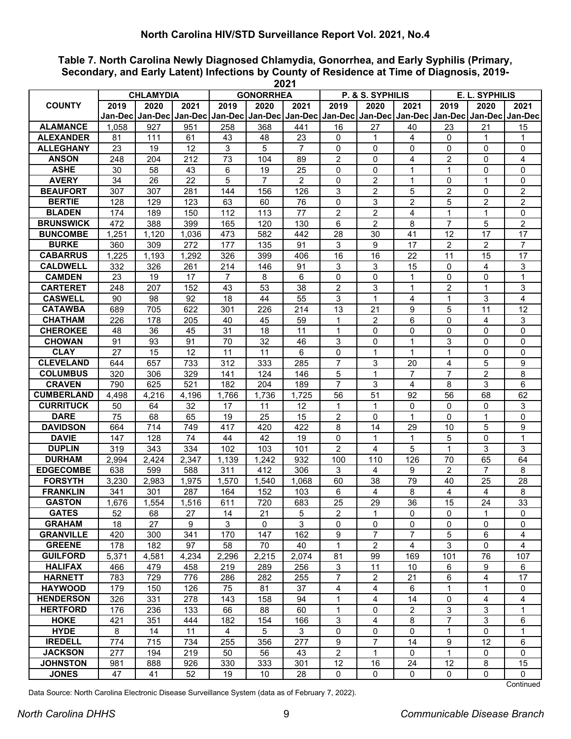## North Carolina HIV/STD Surveillance Report Vol. 2021, No.4

### Table 7. North Carolina Newly Diagnosed Chlamydia, Gonorrhea, and Early Syphilis (Primary, Secondary, and Early Latent) Infections by County of Residence at Time of Diagnosis, 2019-2021

| COUNTY | CHLAMYDIA | | | GONORRHEA | | | P. & S. SYPHILIS | | | E. L. SYPHILIS | | |
|---|---|---|---|---|---|---|---|---|---|---|---|---|
| | 2019 Jan-Dec | 2020 Jan-Dec | 2021 Jan-Dec | 2019 Jan-Dec | 2020 Jan-Dec | 2021 Jan-Dec | 2019 Jan-Dec | 2020 Jan-Dec | 2021 Jan-Dec | 2019 Jan-Dec | 2020 Jan-Dec | 2021 Jan-Dec |
| ALAMANCE | 1,058 | 927 | 951 | 258 | 368 | 441 | 16 | 27 | 40 | 23 | 21 | 15 |
| ALEXANDER | 81 | 111 | 61 | 43 | 48 | 23 | 0 | 1 | 4 | 0 | 1 | 1 |
| ALLEGHANY | 23 | 19 | 12 | 3 | 5 | 7 | 0 | 0 | 0 | 0 | 0 | 0 |
| ANSON | 248 | 204 | 212 | 73 | 104 | 89 | 2 | 0 | 4 | 2 | 0 | 4 |
| ASHE | 30 | 58 | 43 | 6 | 19 | 25 | 0 | 0 | 1 | 1 | 0 | 0 |
| AVERY | 34 | 26 | 22 | 5 | 7 | 2 | 0 | 2 | 1 | 0 | 1 | 0 |
| BEAUFORT | 307 | 307 | 281 | 144 | 156 | 126 | 3 | 2 | 5 | 2 | 0 | 2 |
| BERTIE | 128 | 129 | 123 | 63 | 60 | 76 | 0 | 3 | 2 | 5 | 2 | 2 |
| BLADEN | 174 | 189 | 150 | 112 | 113 | 77 | 2 | 2 | 4 | 1 | 1 | 0 |
| BRUNSWICK | 472 | 388 | 399 | 165 | 120 | 130 | 6 | 2 | 8 | 7 | 5 | 2 |
| BUNCOMBE | 1,251 | 1,120 | 1,036 | 473 | 582 | 442 | 28 | 30 | 41 | 12 | 17 | 17 |
| BURKE | 360 | 309 | 272 | 177 | 135 | 91 | 3 | 9 | 17 | 2 | 2 | 7 |
| CABARRUS | 1,225 | 1,193 | 1,292 | 326 | 399 | 406 | 16 | 16 | 22 | 11 | 15 | 17 |
| CALDWELL | 332 | 326 | 261 | 214 | 146 | 91 | 3 | 3 | 15 | 0 | 4 | 3 |
| CAMDEN | 23 | 19 | 17 | 7 | 8 | 6 | 0 | 0 | 1 | 0 | 0 | 1 |
| CARTERET | 248 | 207 | 152 | 43 | 53 | 38 | 2 | 3 | 1 | 2 | 1 | 3 |
| CASWELL | 90 | 98 | 92 | 18 | 44 | 55 | 3 | 1 | 4 | 1 | 3 | 4 |
| CATAWBA | 689 | 705 | 622 | 301 | 226 | 214 | 13 | 21 | 9 | 5 | 11 | 12 |
| CHATHAM | 226 | 178 | 205 | 40 | 45 | 59 | 1 | 2 | 6 | 0 | 4 | 3 |
| CHEROKEE | 48 | 36 | 45 | 31 | 18 | 11 | 1 | 0 | 0 | 0 | 0 | 0 |
| CHOWAN | 91 | 93 | 91 | 70 | 32 | 46 | 3 | 0 | 1 | 3 | 0 | 0 |
| CLAY | 27 | 15 | 12 | 11 | 11 | 6 | 0 | 1 | 1 | 1 | 0 | 0 |
| CLEVELAND | 644 | 657 | 733 | 312 | 333 | 285 | 7 | 3 | 20 | 4 | 5 | 9 |
| COLUMBUS | 320 | 306 | 329 | 141 | 124 | 146 | 5 | 1 | 7 | 7 | 2 | 8 |
| CRAVEN | 790 | 625 | 521 | 182 | 204 | 189 | 7 | 3 | 4 | 8 | 3 | 6 |
| CUMBERLAND | 4,498 | 4,216 | 4,196 | 1,766 | 1,736 | 1,725 | 56 | 51 | 92 | 56 | 68 | 62 |
| CURRITUCK | 50 | 64 | 32 | 17 | 11 | 12 | 1 | 1 | 0 | 0 | 0 | 3 |
| DARE | 75 | 68 | 65 | 19 | 25 | 15 | 2 | 0 | 1 | 0 | 1 | 0 |
| DAVIDSON | 664 | 714 | 749 | 417 | 420 | 422 | 8 | 14 | 29 | 10 | 5 | 9 |
| DAVIE | 147 | 128 | 74 | 44 | 42 | 19 | 0 | 1 | 1 | 5 | 0 | 1 |
| DUPLIN | 319 | 343 | 334 | 102 | 103 | 101 | 2 | 4 | 5 | 1 | 3 | 3 |
| DURHAM | 2,994 | 2,424 | 2,347 | 1,139 | 1,242 | 932 | 100 | 110 | 126 | 70 | 65 | 64 |
| EDGECOMBE | 638 | 599 | 588 | 311 | 412 | 306 | 3 | 4 | 9 | 2 | 7 | 8 |
| FORSYTH | 3,230 | 2,983 | 1,975 | 1,570 | 1,540 | 1,068 | 60 | 38 | 79 | 40 | 25 | 28 |
| FRANKLIN | 341 | 301 | 287 | 164 | 152 | 103 | 6 | 4 | 8 | 4 | 4 | 8 |
| GASTON | 1,676 | 1,554 | 1,516 | 611 | 720 | 683 | 25 | 29 | 36 | 15 | 24 | 33 |
| GATES | 52 | 68 | 27 | 14 | 21 | 5 | 2 | 1 | 0 | 0 | 1 | 0 |
| GRAHAM | 18 | 27 | 9 | 3 | 0 | 3 | 0 | 0 | 0 | 0 | 0 | 0 |
| GRANVILLE | 420 | 300 | 341 | 170 | 147 | 162 | 9 | 7 | 7 | 5 | 6 | 4 |
| GREENE | 178 | 182 | 97 | 58 | 70 | 40 | 1 | 2 | 4 | 3 | 0 | 4 |
| GUILFORD | 5,371 | 4,581 | 4,234 | 2,296 | 2,215 | 2,074 | 81 | 99 | 169 | 101 | 76 | 107 |
| HALIFAX | 466 | 479 | 458 | 219 | 289 | 256 | 3 | 11 | 10 | 6 | 9 | 6 |
| HARNETT | 783 | 729 | 776 | 286 | 282 | 255 | 7 | 2 | 21 | 6 | 4 | 17 |
| HAYWOOD | 179 | 150 | 126 | 75 | 81 | 37 | 4 | 4 | 6 | 1 | 1 | 0 |
| HENDERSON | 326 | 331 | 278 | 143 | 158 | 94 | 1 | 4 | 14 | 0 | 4 | 4 |
| HERTFORD | 176 | 236 | 133 | 66 | 88 | 60 | 1 | 0 | 2 | 3 | 3 | 1 |
| HOKE | 421 | 351 | 444 | 182 | 154 | 166 | 3 | 4 | 8 | 7 | 3 | 6 |
| HYDE | 8 | 14 | 11 | 4 | 5 | 3 | 0 | 0 | 0 | 1 | 0 | 1 |
| IREDELL | 774 | 715 | 734 | 255 | 356 | 277 | 9 | 7 | 14 | 9 | 12 | 6 |
| JACKSON | 277 | 194 | 219 | 50 | 56 | 43 | 2 | 1 | 0 | 1 | 0 | 0 |
| JOHNSTON | 981 | 888 | 926 | 330 | 333 | 301 | 12 | 16 | 24 | 12 | 8 | 15 |
| JONES | 47 | 41 | 52 | 19 | 10 | 28 | 0 | 0 | 0 | 0 | 0 | 0 |

Continued

Data Source: North Carolina Electronic Disease Surveillance System (data as of February 7, 2022).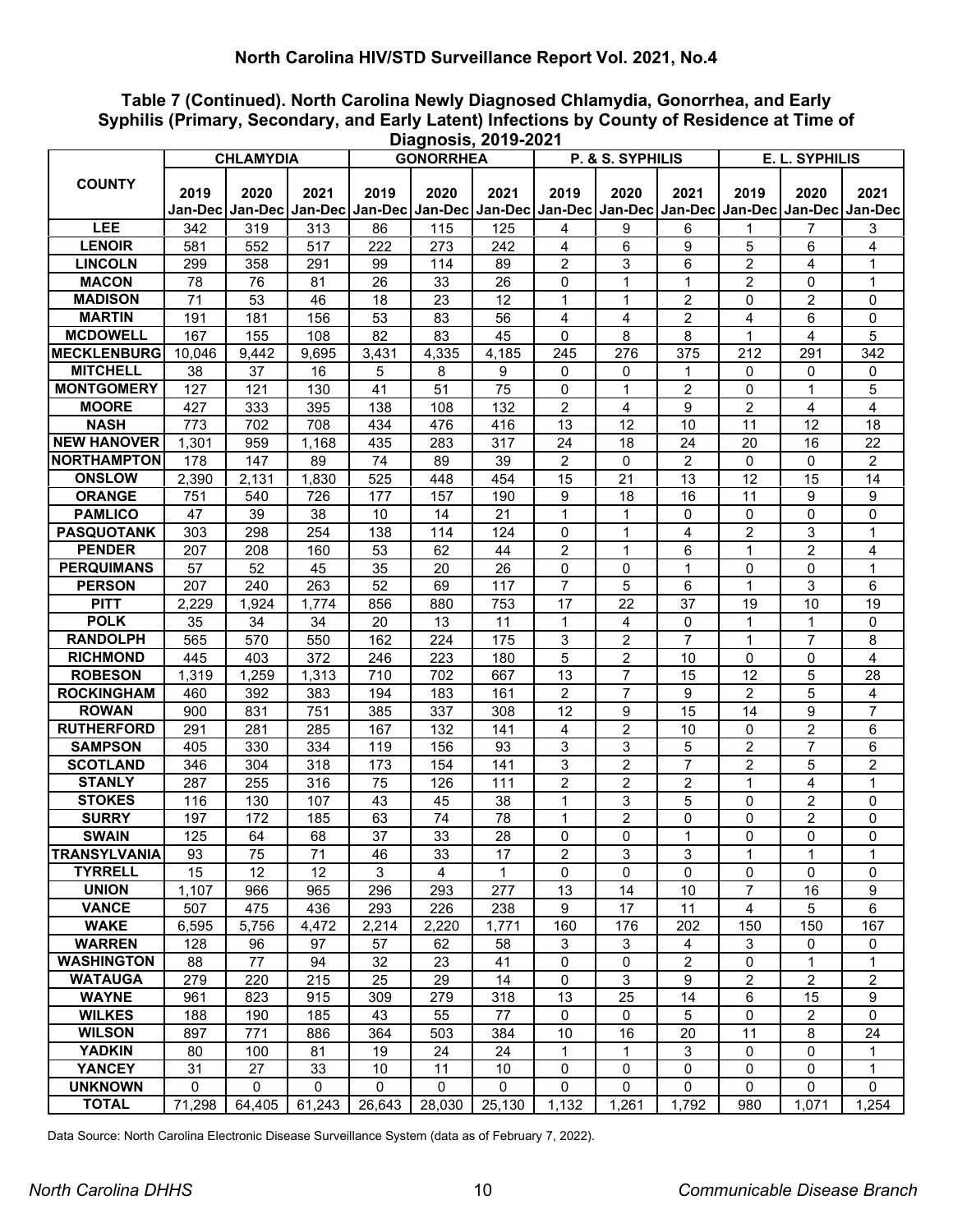## North Carolina HIV/STD Surveillance Report Vol. 2021, No.4

### Table 7 (Continued). North Carolina Newly Diagnosed Chlamydia, Gonorrhea, and Early Syphilis (Primary, Secondary, and Early Latent) Infections by County of Residence at Time of Diagnosis, 2019-2021

| COUNTY | CHLAMYDIA | | | GONORRHEA | | | P. & S. SYPHILIS | | | E. L. SYPHILIS | | |
|---|---|---|---|---|---|---|---|---|---|---|---|---|
| | 2019 Jan-Dec | 2020 Jan-Dec | 2021 Jan-Dec | 2019 Jan-Dec | 2020 Jan-Dec | 2021 Jan-Dec | 2019 Jan-Dec | 2020 Jan-Dec | 2021 Jan-Dec | 2019 Jan-Dec | 2020 Jan-Dec | 2021 Jan-Dec |
| LEE | 342 | 319 | 313 | 86 | 115 | 125 | 4 | 9 | 6 | 1 | 7 | 3 |
| LENOIR | 581 | 552 | 517 | 222 | 273 | 242 | 4 | 6 | 9 | 5 | 6 | 4 |
| LINCOLN | 299 | 358 | 291 | 99 | 114 | 89 | 2 | 3 | 6 | 2 | 4 | 1 |
| MACON | 78 | 76 | 81 | 26 | 33 | 26 | 0 | 1 | 1 | 2 | 0 | 1 |
| MADISON | 71 | 53 | 46 | 18 | 23 | 12 | 1 | 1 | 2 | 0 | 2 | 0 |
| MARTIN | 191 | 181 | 156 | 53 | 83 | 56 | 4 | 4 | 2 | 4 | 6 | 0 |
| MCDOWELL | 167 | 155 | 108 | 82 | 83 | 45 | 0 | 8 | 8 | 1 | 4 | 5 |
| MECKLENBURG | 10,046 | 9,442 | 9,695 | 3,431 | 4,335 | 4,185 | 245 | 276 | 375 | 212 | 291 | 342 |
| MITCHELL | 38 | 37 | 16 | 5 | 8 | 9 | 0 | 0 | 1 | 0 | 0 | 0 |
| MONTGOMERY | 127 | 121 | 130 | 41 | 51 | 75 | 0 | 1 | 2 | 0 | 1 | 5 |
| MOORE | 427 | 333 | 395 | 138 | 108 | 132 | 2 | 4 | 9 | 2 | 4 | 4 |
| NASH | 773 | 702 | 708 | 434 | 476 | 416 | 13 | 12 | 10 | 11 | 12 | 18 |
| NEW HANOVER | 1,301 | 959 | 1,168 | 435 | 283 | 317 | 24 | 18 | 24 | 20 | 16 | 22 |
| NORTHAMPTON | 178 | 147 | 89 | 74 | 89 | 39 | 2 | 0 | 2 | 0 | 0 | 2 |
| ONSLOW | 2,390 | 2,131 | 1,830 | 525 | 448 | 454 | 15 | 21 | 13 | 12 | 15 | 14 |
| ORANGE | 751 | 540 | 726 | 177 | 157 | 190 | 9 | 18 | 16 | 11 | 9 | 9 |
| PAMLICO | 47 | 39 | 38 | 10 | 14 | 21 | 1 | 1 | 0 | 0 | 0 | 0 |
| PASQUOTANK | 303 | 298 | 254 | 138 | 114 | 124 | 0 | 1 | 4 | 2 | 3 | 1 |
| PENDER | 207 | 208 | 160 | 53 | 62 | 44 | 2 | 1 | 6 | 1 | 2 | 4 |
| PERQUIMANS | 57 | 52 | 45 | 35 | 20 | 26 | 0 | 0 | 1 | 0 | 0 | 1 |
| PERSON | 207 | 240 | 263 | 52 | 69 | 117 | 7 | 5 | 6 | 1 | 3 | 6 |
| PITT | 2,229 | 1,924 | 1,774 | 856 | 880 | 753 | 17 | 22 | 37 | 19 | 10 | 19 |
| POLK | 35 | 34 | 34 | 20 | 13 | 11 | 1 | 4 | 0 | 1 | 1 | 0 |
| RANDOLPH | 565 | 570 | 550 | 162 | 224 | 175 | 3 | 2 | 7 | 1 | 7 | 8 |
| RICHMOND | 445 | 403 | 372 | 246 | 223 | 180 | 5 | 2 | 10 | 0 | 0 | 4 |
| ROBESON | 1,319 | 1,259 | 1,313 | 710 | 702 | 667 | 13 | 7 | 15 | 12 | 5 | 28 |
| ROCKINGHAM | 460 | 392 | 383 | 194 | 183 | 161 | 2 | 7 | 9 | 2 | 5 | 4 |
| ROWAN | 900 | 831 | 751 | 385 | 337 | 308 | 12 | 9 | 15 | 14 | 9 | 7 |
| RUTHERFORD | 291 | 281 | 285 | 167 | 132 | 141 | 4 | 2 | 10 | 0 | 2 | 6 |
| SAMPSON | 405 | 330 | 334 | 119 | 156 | 93 | 3 | 3 | 5 | 2 | 7 | 6 |
| SCOTLAND | 346 | 304 | 318 | 173 | 154 | 141 | 3 | 2 | 7 | 2 | 5 | 2 |
| STANLY | 287 | 255 | 316 | 75 | 126 | 111 | 2 | 2 | 2 | 1 | 4 | 1 |
| STOKES | 116 | 130 | 107 | 43 | 45 | 38 | 1 | 3 | 5 | 0 | 2 | 0 |
| SURRY | 197 | 172 | 185 | 63 | 74 | 78 | 1 | 2 | 0 | 0 | 2 | 0 |
| SWAIN | 125 | 64 | 68 | 37 | 33 | 28 | 0 | 0 | 1 | 0 | 0 | 0 |
| TRANSYLVANIA | 93 | 75 | 71 | 46 | 33 | 17 | 2 | 3 | 3 | 1 | 1 | 1 |
| TYRRELL | 15 | 12 | 12 | 3 | 4 | 1 | 0 | 0 | 0 | 0 | 0 | 0 |
| UNION | 1,107 | 966 | 965 | 296 | 293 | 277 | 13 | 14 | 10 | 7 | 16 | 9 |
| VANCE | 507 | 475 | 436 | 293 | 226 | 238 | 9 | 17 | 11 | 4 | 5 | 6 |
| WAKE | 6,595 | 5,756 | 4,472 | 2,214 | 2,220 | 1,771 | 160 | 176 | 202 | 150 | 150 | 167 |
| WARREN | 128 | 96 | 97 | 57 | 62 | 58 | 3 | 3 | 4 | 3 | 0 | 0 |
| WASHINGTON | 88 | 77 | 94 | 32 | 23 | 41 | 0 | 0 | 2 | 0 | 1 | 1 |
| WATAUGA | 279 | 220 | 215 | 25 | 29 | 14 | 0 | 3 | 9 | 2 | 2 | 2 |
| WAYNE | 961 | 823 | 915 | 309 | 279 | 318 | 13 | 25 | 14 | 6 | 15 | 9 |
| WILKES | 188 | 190 | 185 | 43 | 55 | 77 | 0 | 0 | 5 | 0 | 2 | 0 |
| WILSON | 897 | 771 | 886 | 364 | 503 | 384 | 10 | 16 | 20 | 11 | 8 | 24 |
| YADKIN | 80 | 100 | 81 | 19 | 24 | 24 | 1 | 1 | 3 | 0 | 0 | 1 |
| YANCEY | 31 | 27 | 33 | 10 | 11 | 10 | 0 | 0 | 0 | 0 | 0 | 1 |
| UNKNOWN | 0 | 0 | 0 | 0 | 0 | 0 | 0 | 0 | 0 | 0 | 0 | 0 |
| TOTAL | 71,298 | 64,405 | 61,243 | 26,643 | 28,030 | 25,130 | 1,132 | 1,261 | 1,792 | 980 | 1,071 | 1,254 |

Data Source: North Carolina Electronic Disease Surveillance System (data as of February 7, 2022).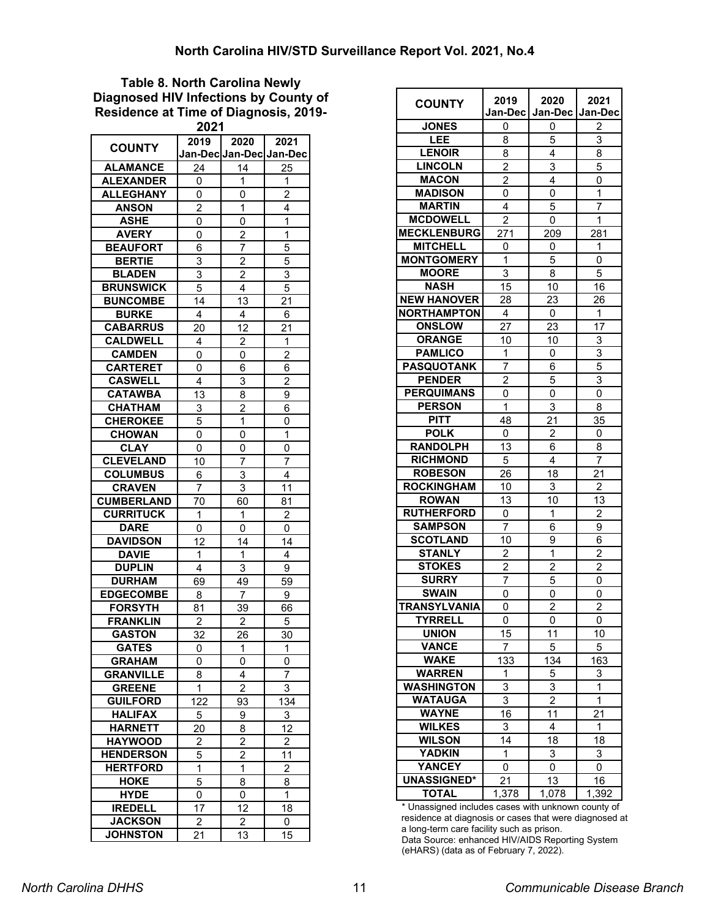**Table 8. North Carolina Newly Diagnosed HIV Infections by County of Residence at Time of Diagnosis, 2019-2021**

| COUNTY | 2019 Jan-Dec | 2020 Jan-Dec | 2021 Jan-Dec |
|---|---|---|---|
| ALAMANCE | 24 | 14 | 25 |
| ALEXANDER | 0 | 1 | 1 |
| ALLEGHANY | 0 | 0 | 2 |
| ANSON | 2 | 1 | 4 |
| ASHE | 0 | 0 | 1 |
| AVERY | 0 | 2 | 1 |
| BEAUFORT | 6 | 7 | 5 |
| BERTIE | 3 | 2 | 5 |
| BLADEN | 3 | 2 | 3 |
| BRUNSWICK | 5 | 4 | 5 |
| BUNCOMBE | 14 | 13 | 21 |
| BURKE | 4 | 4 | 6 |
| CABARRUS | 20 | 12 | 21 |
| CALDWELL | 4 | 2 | 1 |
| CAMDEN | 0 | 0 | 2 |
| CARTERET | 0 | 6 | 6 |
| CASWELL | 4 | 3 | 2 |
| CATAWBA | 13 | 8 | 9 |
| CHATHAM | 3 | 2 | 6 |
| CHEROKEE | 5 | 1 | 0 |
| CHOWAN | 0 | 0 | 1 |
| CLAY | 0 | 0 | 0 |
| CLEVELAND | 10 | 7 | 7 |
| COLUMBUS | 6 | 3 | 4 |
| CRAVEN | 7 | 3 | 11 |
| CUMBERLAND | 70 | 60 | 81 |
| CURRITUCK | 1 | 1 | 2 |
| DARE | 0 | 0 | 0 |
| DAVIDSON | 12 | 14 | 14 |
| DAVIE | 1 | 1 | 4 |
| DUPLIN | 4 | 3 | 9 |
| DURHAM | 69 | 49 | 59 |
| EDGECOMBE | 8 | 7 | 9 |
| FORSYTH | 81 | 39 | 66 |
| FRANKLIN | 2 | 2 | 5 |
| GASTON | 32 | 26 | 30 |
| GATES | 0 | 1 | 1 |
| GRAHAM | 0 | 0 | 0 |
| GRANVILLE | 8 | 4 | 7 |
| GREENE | 1 | 2 | 3 |
| GUILFORD | 122 | 93 | 134 |
| HALIFAX | 5 | 9 | 3 |
| HARNETT | 20 | 8 | 12 |
| HAYWOOD | 2 | 2 | 2 |
| HENDERSON | 5 | 2 | 11 |
| HERTFORD | 1 | 1 | 2 |
| HOKE | 5 | 8 | 8 |
| HYDE | 0 | 0 | 1 |
| IREDELL | 17 | 12 | 18 |
| JACKSON | 2 | 2 | 0 |
| JOHNSTON | 21 | 13 | 15 |
| JONES | 0 | 0 | 2 |
| LEE | 8 | 5 | 3 |
| LENOIR | 8 | 4 | 8 |
| LINCOLN | 2 | 3 | 5 |
| MACON | 2 | 4 | 0 |
| MADISON | 0 | 0 | 1 |
| MARTIN | 4 | 5 | 7 |
| MCDOWELL | 2 | 0 | 1 |
| MECKLENBURG | 271 | 209 | 281 |
| MITCHELL | 0 | 0 | 1 |
| MONTGOMERY | 1 | 5 | 0 |
| MOORE | 3 | 8 | 5 |
| NASH | 15 | 10 | 16 |
| NEW HANOVER | 28 | 23 | 26 |
| NORTHAMPTON | 4 | 0 | 1 |
| ONSLOW | 27 | 23 | 17 |
| ORANGE | 10 | 10 | 3 |
| PAMLICO | 1 | 0 | 3 |
| PASQUOTANK | 7 | 6 | 5 |
| PENDER | 2 | 5 | 3 |
| PERQUIMANS | 0 | 0 | 0 |
| PERSON | 1 | 3 | 8 |
| PITT | 48 | 21 | 35 |
| POLK | 0 | 2 | 0 |
| RANDOLPH | 13 | 6 | 8 |
| RICHMOND | 5 | 4 | 7 |
| ROBESON | 26 | 18 | 21 |
| ROCKINGHAM | 10 | 3 | 2 |
| ROWAN | 13 | 10 | 13 |
| RUTHERFORD | 0 | 1 | 2 |
| SAMPSON | 7 | 6 | 9 |
| SCOTLAND | 10 | 9 | 6 |
| STANLY | 2 | 1 | 2 |
| STOKES | 2 | 2 | 2 |
| SURRY | 7 | 5 | 0 |
| SWAIN | 0 | 0 | 0 |
| TRANSYLVANIA | 0 | 2 | 2 |
| TYRRELL | 0 | 0 | 0 |
| UNION | 15 | 11 | 10 |
| VANCE | 7 | 5 | 5 |
| WAKE | 133 | 134 | 163 |
| WARREN | 1 | 5 | 3 |
| WASHINGTON | 3 | 3 | 1 |
| WATAUGA | 3 | 2 | 1 |
| WAYNE | 16 | 11 | 21 |
| WILKES | 3 | 4 | 1 |
| WILSON | 14 | 18 | 18 |
| YADKIN | 1 | 3 | 3 |
| YANCEY | 0 | 0 | 0 |
| UNASSIGNED* | 21 | 13 | 16 |
| TOTAL | 1,378 | 1,078 | 1,392 |

* Unassigned includes cases with unknown county of residence at diagnosis or cases that were diagnosed at a long-term care facility such as prison.

Data Source: enhanced HIV/AIDS Reporting System (eHARS) (data as of February 7, 2022).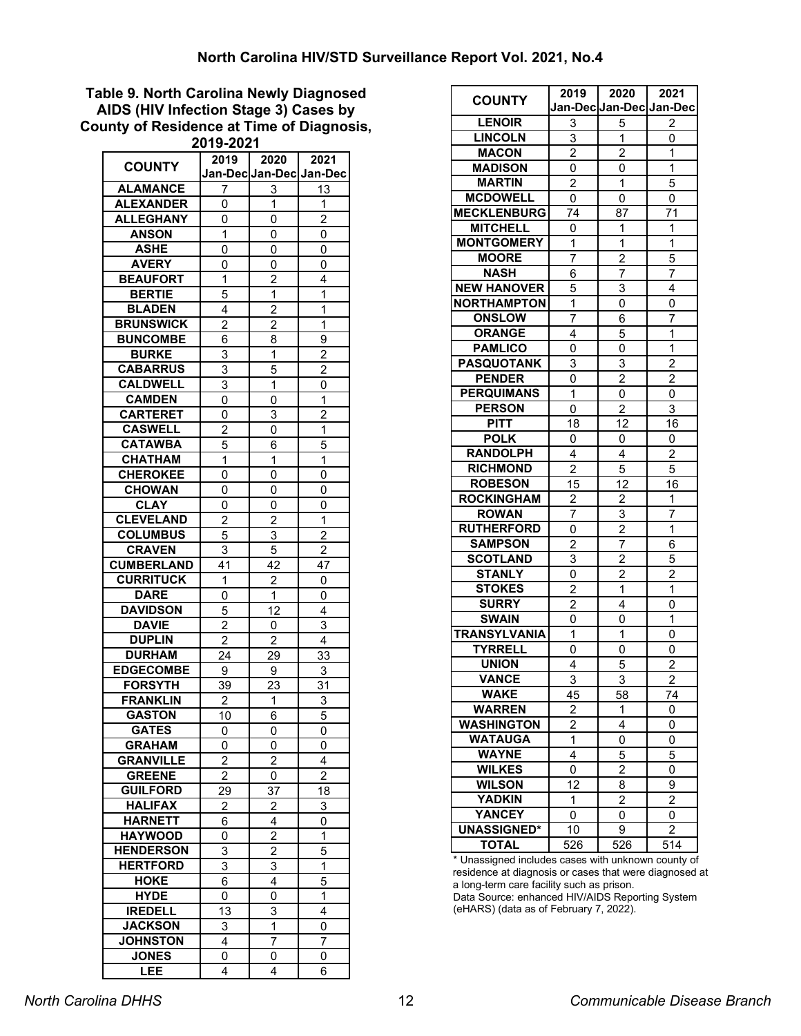### Table 9. North Carolina Newly Diagnosed AIDS (HIV Infection Stage 3) Cases by County of Residence at Time of Diagnosis, 2019-2021

| COUNTY | 2019 Jan-Dec | 2020 Jan-Dec | 2021 Jan-Dec |
|---|---|---|---|
| ALAMANCE | 7 | 3 | 13 |
| ALEXANDER | 0 | 1 | 1 |
| ALLEGHANY | 0 | 0 | 2 |
| ANSON | 1 | 0 | 0 |
| ASHE | 0 | 0 | 0 |
| AVERY | 0 | 0 | 0 |
| BEAUFORT | 1 | 2 | 4 |
| BERTIE | 5 | 1 | 1 |
| BLADEN | 4 | 2 | 1 |
| BRUNSWICK | 2 | 2 | 1 |
| BUNCOMBE | 6 | 8 | 9 |
| BURKE | 3 | 1 | 2 |
| CABARRUS | 3 | 5 | 2 |
| CALDWELL | 3 | 1 | 0 |
| CAMDEN | 0 | 0 | 1 |
| CARTERET | 0 | 3 | 2 |
| CASWELL | 2 | 0 | 1 |
| CATAWBA | 5 | 6 | 5 |
| CHATHAM | 1 | 1 | 1 |
| CHEROKEE | 0 | 0 | 0 |
| CHOWAN | 0 | 0 | 0 |
| CLAY | 0 | 0 | 0 |
| CLEVELAND | 2 | 2 | 1 |
| COLUMBUS | 5 | 3 | 2 |
| CRAVEN | 3 | 5 | 2 |
| CUMBERLAND | 41 | 42 | 47 |
| CURRITUCK | 1 | 2 | 0 |
| DARE | 0 | 1 | 0 |
| DAVIDSON | 5 | 12 | 4 |
| DAVIE | 2 | 0 | 3 |
| DUPLIN | 2 | 2 | 4 |
| DURHAM | 24 | 29 | 33 |
| EDGECOMBE | 9 | 9 | 3 |
| FORSYTH | 39 | 23 | 31 |
| FRANKLIN | 2 | 1 | 3 |
| GASTON | 10 | 6 | 5 |
| GATES | 0 | 0 | 0 |
| GRAHAM | 0 | 0 | 0 |
| GRANVILLE | 2 | 2 | 4 |
| GREENE | 2 | 0 | 2 |
| GUILFORD | 29 | 37 | 18 |
| HALIFAX | 2 | 2 | 3 |
| HARNETT | 6 | 4 | 0 |
| HAYWOOD | 0 | 2 | 1 |
| HENDERSON | 3 | 2 | 5 |
| HERTFORD | 3 | 3 | 1 |
| HOKE | 6 | 4 | 5 |
| HYDE | 0 | 0 | 1 |
| IREDELL | 13 | 3 | 4 |
| JACKSON | 3 | 1 | 0 |
| JOHNSTON | 4 | 7 | 7 |
| JONES | 0 | 0 | 0 |
| LEE | 4 | 4 | 6 |
| LENOIR | 3 | 5 | 2 |
| LINCOLN | 3 | 1 | 0 |
| MACON | 2 | 2 | 1 |
| MADISON | 0 | 0 | 1 |
| MARTIN | 2 | 1 | 5 |
| MCDOWELL | 0 | 0 | 0 |
| MECKLENBURG | 74 | 87 | 71 |
| MITCHELL | 0 | 1 | 1 |
| MONTGOMERY | 1 | 1 | 1 |
| MOORE | 7 | 2 | 5 |
| NASH | 6 | 7 | 7 |
| NEW HANOVER | 5 | 3 | 4 |
| NORTHAMPTON | 1 | 0 | 0 |
| ONSLOW | 7 | 6 | 7 |
| ORANGE | 4 | 5 | 1 |
| PAMLICO | 0 | 0 | 1 |
| PASQUOTANK | 3 | 3 | 2 |
| PENDER | 0 | 2 | 2 |
| PERQUIMANS | 1 | 0 | 0 |
| PERSON | 0 | 2 | 3 |
| PITT | 18 | 12 | 16 |
| POLK | 0 | 0 | 0 |
| RANDOLPH | 4 | 4 | 2 |
| RICHMOND | 2 | 5 | 5 |
| ROBESON | 15 | 12 | 16 |
| ROCKINGHAM | 2 | 2 | 1 |
| ROWAN | 7 | 3 | 7 |
| RUTHERFORD | 0 | 2 | 1 |
| SAMPSON | 2 | 7 | 6 |
| SCOTLAND | 3 | 2 | 5 |
| STANLY | 0 | 2 | 2 |
| STOKES | 2 | 1 | 1 |
| SURRY | 2 | 4 | 0 |
| SWAIN | 0 | 0 | 1 |
| TRANSYLVANIA | 1 | 1 | 0 |
| TYRRELL | 0 | 0 | 0 |
| UNION | 4 | 5 | 2 |
| VANCE | 3 | 3 | 2 |
| WAKE | 45 | 58 | 74 |
| WARREN | 2 | 1 | 0 |
| WASHINGTON | 2 | 4 | 0 |
| WATAUGA | 1 | 0 | 0 |
| WAYNE | 4 | 5 | 5 |
| WILKES | 0 | 2 | 0 |
| WILSON | 12 | 8 | 9 |
| YADKIN | 1 | 2 | 2 |
| YANCEY | 0 | 0 | 0 |
| UNASSIGNED* | 10 | 9 | 2 |
| TOTAL | 526 | 526 | 514 |

\* Unassigned includes cases with unknown county of residence at diagnosis or cases that were diagnosed at a long-term care facility such as prison.

Data Source: enhanced HIV/AIDS Reporting System (eHARS) (data as of February 7, 2022).